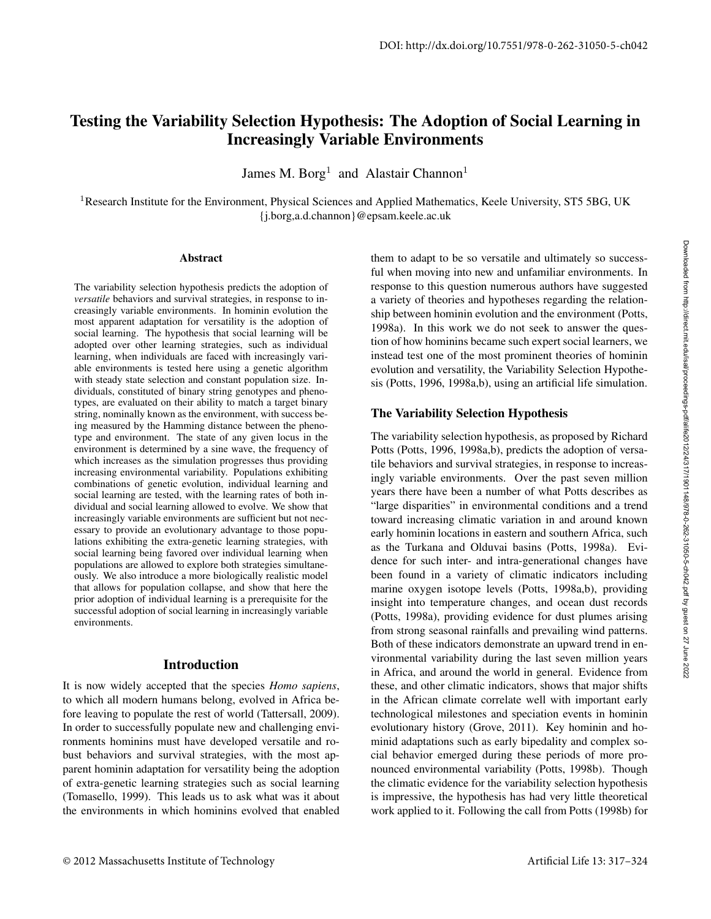DOI: http://dx.doi.org/10.7551/978-0-262-31050-5-ch042

# Testing the Variability Selection Hypothesis: The Adoption of Social Learning in Increasingly Variable Environments

James M. Borg[1] and Alastair Channon[1]

[1]Research Institute for the Environment, Physical Sciences and Applied Mathematics, Keele University, ST5 5BG, UK
{j.borg,a.d.channon}@epsam.keele.ac.uk

## Abstract

The variability selection hypothesis predicts the adoption of *versatile* behaviors and survival strategies, in response to increasingly variable environments. In hominin evolution the most apparent adaptation for versatility is the adoption of social learning. The hypothesis that social learning will be adopted over other learning strategies, such as individual learning, when individuals are faced with increasingly variable environments is tested here using a genetic algorithm with steady state selection and constant population size. Individuals, constituted of binary string genotypes and phenotypes, are evaluated on their ability to match a target binary string, nominally known as the environment, with success being measured by the Hamming distance between the phenotype and environment. The state of any given locus in the environment is determined by a sine wave, the frequency of which increases as the simulation progresses thus providing increasing environmental variability. Populations exhibiting combinations of genetic evolution, individual learning and social learning are tested, with the learning rates of both individual and social learning allowed to evolve. We show that increasingly variable environments are sufficient but not necessary to provide an evolutionary advantage to those populations exhibiting the extra-genetic learning strategies, with social learning being favored over individual learning when populations are allowed to explore both strategies simultaneously. We also introduce a more biologically realistic model that allows for population collapse, and show that here the prior adoption of individual learning is a prerequisite for the successful adoption of social learning in increasingly variable environments.

## Introduction

It is now widely accepted that the species *Homo sapiens*, to which all modern humans belong, evolved in Africa before leaving to populate the rest of world (Tattersall, 2009). In order to successfully populate new and challenging environments hominins must have developed versatile and robust behaviors and survival strategies, with the most apparent hominin adaptation for versatility being the adoption of extra-genetic learning strategies such as social learning (Tomasello, 1999). This leads us to ask what was it about the environments in which hominins evolved that enabled them to adapt to be so versatile and ultimately so successful when moving into new and unfamiliar environments. In response to this question numerous authors have suggested a variety of theories and hypotheses regarding the relationship between hominin evolution and the environment (Potts, 1998a). In this work we do not seek to answer the question of how hominins became such expert social learners, we instead test one of the most prominent theories of hominin evolution and versatility, the Variability Selection Hypothesis (Potts, 1996, 1998a,b), using an artificial life simulation.

### The Variability Selection Hypothesis

The variability selection hypothesis, as proposed by Richard Potts (Potts, 1996, 1998a,b), predicts the adoption of versatile behaviors and survival strategies, in response to increasingly variable environments. Over the past seven million years there have been a number of what Potts describes as "large disparities" in environmental conditions and a trend toward increasing climatic variation in and around known early hominin locations in eastern and southern Africa, such as the Turkana and Olduvai basins (Potts, 1998a). Evidence for such inter- and intra-generational changes have been found in a variety of climatic indicators including marine oxygen isotope levels (Potts, 1998a,b), providing insight into temperature changes, and ocean dust records (Potts, 1998a), providing evidence for dust plumes arising from strong seasonal rainfalls and prevailing wind patterns. Both of these indicators demonstrate an upward trend in environmental variability during the last seven million years in Africa, and around the world in general. Evidence from these, and other climatic indicators, shows that major shifts in the African climate correlate well with important early technological milestones and speciation events in hominin evolutionary history (Grove, 2011). Key hominin and hominid adaptations such as early bipedality and complex social behavior emerged during these periods of more pronounced environmental variability (Potts, 1998b). Though the climatic evidence for the variability selection hypothesis is impressive, the hypothesis has had very little theoretical work applied to it. Following the call from Potts (1998b) for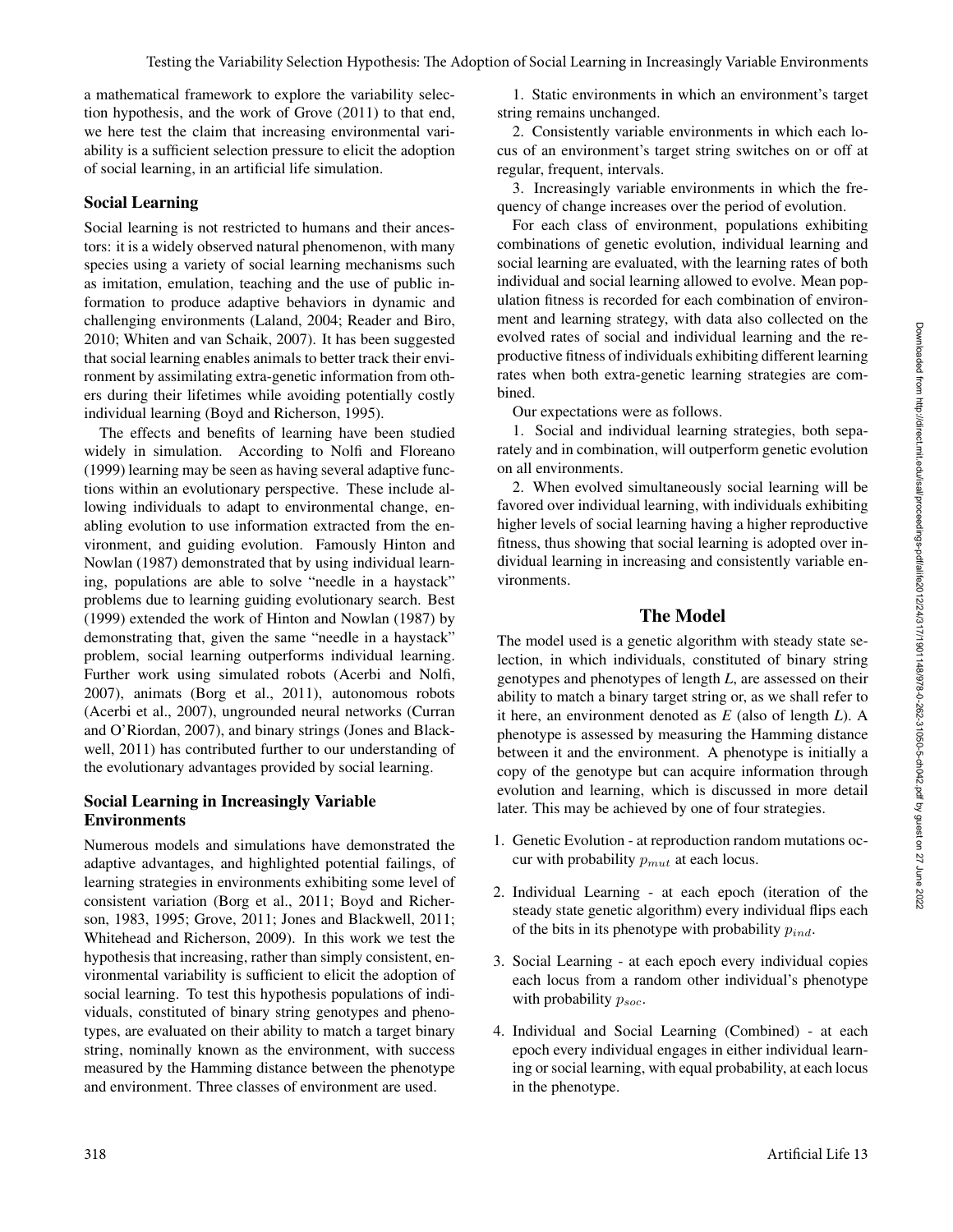a mathematical framework to explore the variability selection hypothesis, and the work of Grove (2011) to that end, we here test the claim that increasing environmental variability is a sufficient selection pressure to elicit the adoption of social learning, in an artificial life simulation.

## Social Learning

Social learning is not restricted to humans and their ancestors: it is a widely observed natural phenomenon, with many species using a variety of social learning mechanisms such as imitation, emulation, teaching and the use of public information to produce adaptive behaviors in dynamic and challenging environments (Laland, 2004; Reader and Biro, 2010; Whiten and van Schaik, 2007). It has been suggested that social learning enables animals to better track their environment by assimilating extra-genetic information from others during their lifetimes while avoiding potentially costly individual learning (Boyd and Richerson, 1995).

The effects and benefits of learning have been studied widely in simulation. According to Nolfi and Floreano (1999) learning may be seen as having several adaptive functions within an evolutionary perspective. These include allowing individuals to adapt to environmental change, enabling evolution to use information extracted from the environment, and guiding evolution. Famously Hinton and Nowlan (1987) demonstrated that by using individual learning, populations are able to solve "needle in a haystack" problems due to learning guiding evolutionary search. Best (1999) extended the work of Hinton and Nowlan (1987) by demonstrating that, given the same "needle in a haystack" problem, social learning outperforms individual learning. Further work using simulated robots (Acerbi and Nolfi, 2007), animats (Borg et al., 2011), autonomous robots (Acerbi et al., 2007), ungrounded neural networks (Curran and O'Riordan, 2007), and binary strings (Jones and Blackwell, 2011) has contributed further to our understanding of the evolutionary advantages provided by social learning.

## Social Learning in Increasingly Variable Environments

Numerous models and simulations have demonstrated the adaptive advantages, and highlighted potential failings, of learning strategies in environments exhibiting some level of consistent variation (Borg et al., 2011; Boyd and Richerson, 1983, 1995; Grove, 2011; Jones and Blackwell, 2011; Whitehead and Richerson, 2009). In this work we test the hypothesis that increasing, rather than simply consistent, environmental variability is sufficient to elicit the adoption of social learning. To test this hypothesis populations of individuals, constituted of binary string genotypes and phenotypes, are evaluated on their ability to match a target binary string, nominally known as the environment, with success measured by the Hamming distance between the phenotype and environment. Three classes of environment are used.

1. Static environments in which an environment's target string remains unchanged.

2. Consistently variable environments in which each locus of an environment's target string switches on or off at regular, frequent, intervals.

3. Increasingly variable environments in which the frequency of change increases over the period of evolution.

For each class of environment, populations exhibiting combinations of genetic evolution, individual learning and social learning are evaluated, with the learning rates of both individual and social learning allowed to evolve. Mean population fitness is recorded for each combination of environment and learning strategy, with data also collected on the evolved rates of social and individual learning and the reproductive fitness of individuals exhibiting different learning rates when both extra-genetic learning strategies are combined.

Our expectations were as follows.

1. Social and individual learning strategies, both separately and in combination, will outperform genetic evolution on all environments.

2. When evolved simultaneously social learning will be favored over individual learning, with individuals exhibiting higher levels of social learning having a higher reproductive fitness, thus showing that social learning is adopted over individual learning in increasing and consistently variable environments.

# The Model

The model used is a genetic algorithm with steady state selection, in which individuals, constituted of binary string genotypes and phenotypes of length *L*, are assessed on their ability to match a binary target string or, as we shall refer to it here, an environment denoted as *E* (also of length *L*). A phenotype is assessed by measuring the Hamming distance between it and the environment. A phenotype is initially a copy of the genotype but can acquire information through evolution and learning, which is discussed in more detail later. This may be achieved by one of four strategies.

1. Genetic Evolution - at reproduction random mutations occur with probability $p_{mut}$ at each locus.

2. Individual Learning - at each epoch (iteration of the steady state genetic algorithm) every individual flips each of the bits in its phenotype with probability $p_{ind}$.

3. Social Learning - at each epoch every individual copies each locus from a random other individual's phenotype with probability $p_{soc}$.

4. Individual and Social Learning (Combined) - at each epoch every individual engages in either individual learning or social learning, with equal probability, at each locus in the phenotype.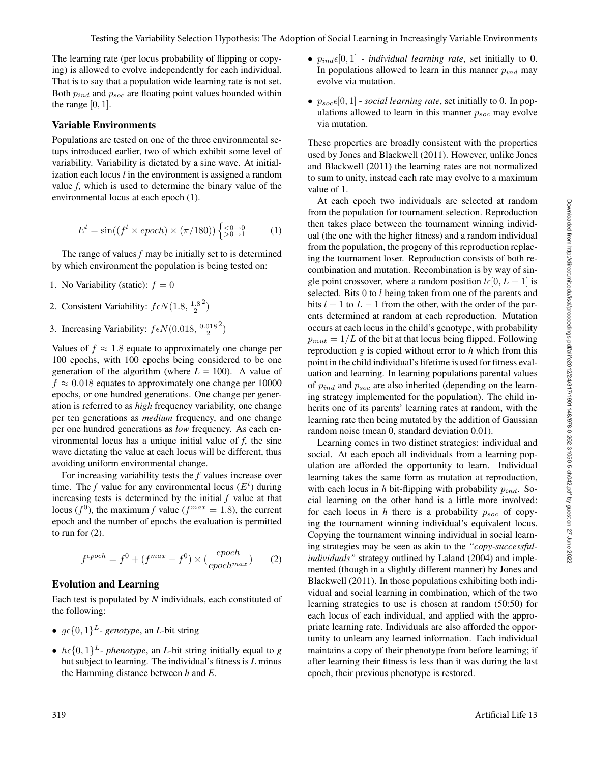The learning rate (per locus probability of flipping or copying) is allowed to evolve independently for each individual. That is to say that a population wide learning rate is not set. Both $p_{ind}$ and $p_{soc}$ are floating point values bounded within the range $[0, 1]$.

## Variable Environments

Populations are tested on one of the three environmental setups introduced earlier, two of which exhibit some level of variability. Variability is dictated by a sine wave. At initialization each locus *l* in the environment is assigned a random value *f*, which is used to determine the binary value of the environmental locus at each epoch (1).

$$E^l = \sin((f^l \times epoch) \times (\pi/180)) \begin{cases} <0 \rightarrow 0 \\ >0 \rightarrow 1 \end{cases} \quad (1)$$

The range of values *f* may be initially set to is determined by which environment the population is being tested on:

1. No Variability (static): $f = 0$
2. Consistent Variability: $f \epsilon N(1.8, \frac{1.8}{2}^2)$
3. Increasing Variability: $f \epsilon N(0.018, \frac{0.018}{2}^2)$

Values of $f \approx 1.8$ equate to approximately one change per 100 epochs, with 100 epochs being considered to be one generation of the algorithm (where *L* = 100). A value of $f \approx 0.018$ equates to approximately one change per 10000 epochs, or one hundred generations. One change per generation is referred to as *high* frequency variability, one change per ten generations as *medium* frequency, and one change per one hundred generations as *low* frequency. As each environmental locus has a unique initial value of *f*, the sine wave dictating the value at each locus will be different, thus avoiding uniform environmental change.

For increasing variability tests the *f* values increase over time. The *f* value for any environmental locus ($E^l$) during increasing tests is determined by the initial *f* value at that locus ($f^0$), the maximum *f* value ($f^{max} = 1.8$), the current epoch and the number of epochs the evaluation is permitted to run for (2).

$$f^{epoch} = f^0 + (f^{max} - f^0) \times (\frac{epoch}{epoch^{max}}) \quad (2)$$

## Evolution and Learning

Each test is populated by *N* individuals, each constituted of the following:

- $g \epsilon \{0, 1\}^L$ - *genotype*, an *L*-bit string
- $h \epsilon \{0, 1\}^L$ - *phenotype*, an *L*-bit string initially equal to *g* but subject to learning. The individual's fitness is *L* minus the Hamming distance between *h* and *E*.
- $p_{ind} \epsilon [0, 1]$ - *individual learning rate*, set initially to 0. In populations allowed to learn in this manner $p_{ind}$ may evolve via mutation.
- $p_{soc} \epsilon [0, 1]$ - *social learning rate*, set initially to 0. In populations allowed to learn in this manner $p_{soc}$ may evolve via mutation.

These properties are broadly consistent with the properties used by Jones and Blackwell (2011). However, unlike Jones and Blackwell (2011) the learning rates are not normalized to sum to unity, instead each rate may evolve to a maximum value of 1.

At each epoch two individuals are selected at random from the population for tournament selection. Reproduction then takes place between the tournament winning individual (the one with the higher fitness) and a random individual from the population, the progeny of this reproduction replacing the tournament loser. Reproduction consists of both recombination and mutation. Recombination is by way of single point crossover, where a random position $l \epsilon [0, L-1]$ is selected. Bits 0 to $l$ being taken from one of the parents and bits $l+1$ to $L-1$ from the other, with the order of the parents determined at random at each reproduction. Mutation occurs at each locus in the child's genotype, with probability $p_{mut} = 1/L$ of the bit at that locus being flipped. Following reproduction *g* is copied without error to *h* which from this point in the child individual's lifetime is used for fitness evaluation and learning. In learning populations parental values of $p_{ind}$ and $p_{soc}$ are also inherited (depending on the learning strategy implemented for the population). The child inherits one of its parents' learning rates at random, with the learning rate then being mutated by the addition of Gaussian random noise (mean 0, standard deviation 0.01).

Learning comes in two distinct strategies: individual and social. At each epoch all individuals from a learning population are afforded the opportunity to learn. Individual learning takes the same form as mutation at reproduction, with each locus in *h* bit-flipping with probability $p_{ind}$. Social learning on the other hand is a little more involved: for each locus in *h* there is a probability $p_{soc}$ of copying the tournament winning individual's equivalent locus. Copying the tournament winning individual in social learning strategies may be seen as akin to the *"copy-successful-individuals"* strategy outlined by Laland (2004) and implemented (though in a slightly different manner) by Jones and Blackwell (2011). In those populations exhibiting both individual and social learning in combination, which of the two learning strategies to use is chosen at random (50:50) for each locus of each individual, and applied with the appropriate learning rate. Individuals are also afforded the opportunity to unlearn any learned information. Each individual maintains a copy of their phenotype from before learning; if after learning their fitness is less than it was during the last epoch, their previous phenotype is restored.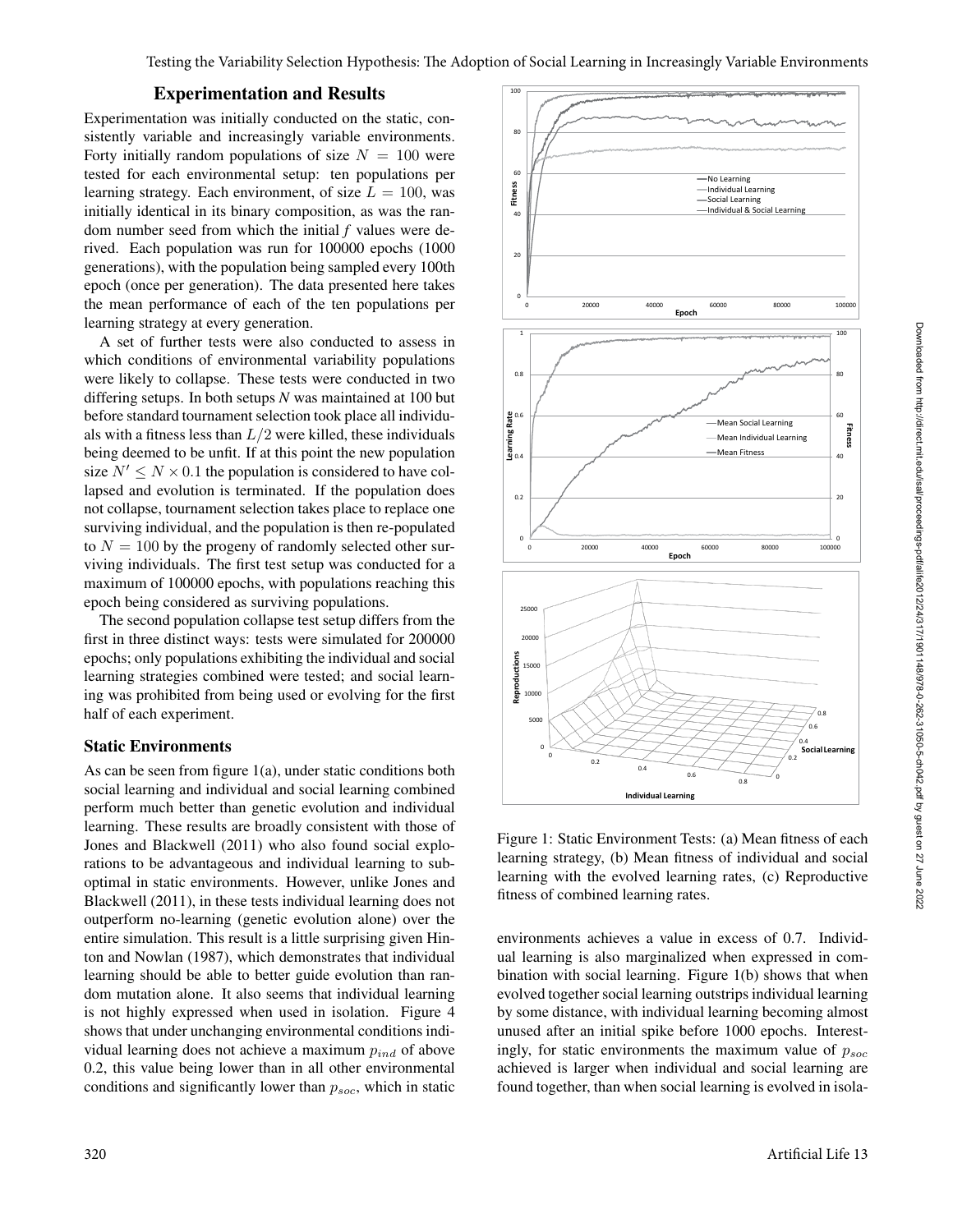## Experimentation and Results

Experimentation was initially conducted on the static, consistently variable and increasingly variable environments. Forty initially random populations of size $N = 100$ were tested for each environmental setup: ten populations per learning strategy. Each environment, of size $L = 100$, was initially identical in its binary composition, as was the random number seed from which the initial $f$ values were derived. Each population was run for 100000 epochs (1000 generations), with the population being sampled every 100th epoch (once per generation). The data presented here takes the mean performance of each of the ten populations per learning strategy at every generation.

A set of further tests were also conducted to assess in which conditions of environmental variability populations were likely to collapse. These tests were conducted in two differing setups. In both setups *N* was maintained at 100 but before standard tournament selection took place all individuals with a fitness less than $L/2$ were killed, these individuals being deemed to be unfit. If at this point the new population size $N' \leq N \times 0.1$ the population is considered to have collapsed and evolution is terminated. If the population does not collapse, tournament selection takes place to replace one surviving individual, and the population is then re-populated to $N = 100$ by the progeny of randomly selected other surviving individuals. The first test setup was conducted for a maximum of 100000 epochs, with populations reaching this epoch being considered as surviving populations.

The second population collapse test setup differs from the first in three distinct ways: tests were simulated for 200000 epochs; only populations exhibiting the individual and social learning strategies combined were tested; and social learning was prohibited from being used or evolving for the first half of each experiment.

### Static Environments

As can be seen from figure 1(a), under static conditions both social learning and individual and social learning combined perform much better than genetic evolution and individual learning. These results are broadly consistent with those of Jones and Blackwell (2011) who also found social explorations to be advantageous and individual learning to suboptimal in static environments. However, unlike Jones and Blackwell (2011), in these tests individual learning does not outperform no-learning (genetic evolution alone) over the entire simulation. This result is a little surprising given Hinton and Nowlan (1987), which demonstrates that individual learning should be able to better guide evolution than random mutation alone. It also seems that individual learning is not highly expressed when used in isolation. Figure 4 shows that under unchanging environmental conditions individual learning does not achieve a maximum $p_{ind}$ of above 0.2, this value being lower than in all other environmental conditions and significantly lower than $p_{soc}$, which in static environments achieves a value in excess of 0.7. Individual learning is also marginalized when expressed in combination with social learning. Figure 1(b) shows that when evolved together social learning outstrips individual learning by some distance, with individual learning becoming almost unused after an initial spike before 1000 epochs. Interestingly, for static environments the maximum value of $p_{soc}$ achieved is larger when individual and social learning are found together, than when social learning is evolved in isola-

Figure 1: Static Environment Tests: (a) Mean fitness of each learning strategy, (b) Mean fitness of individual and social learning with the evolved learning rates, (c) Reproductive fitness of combined learning rates.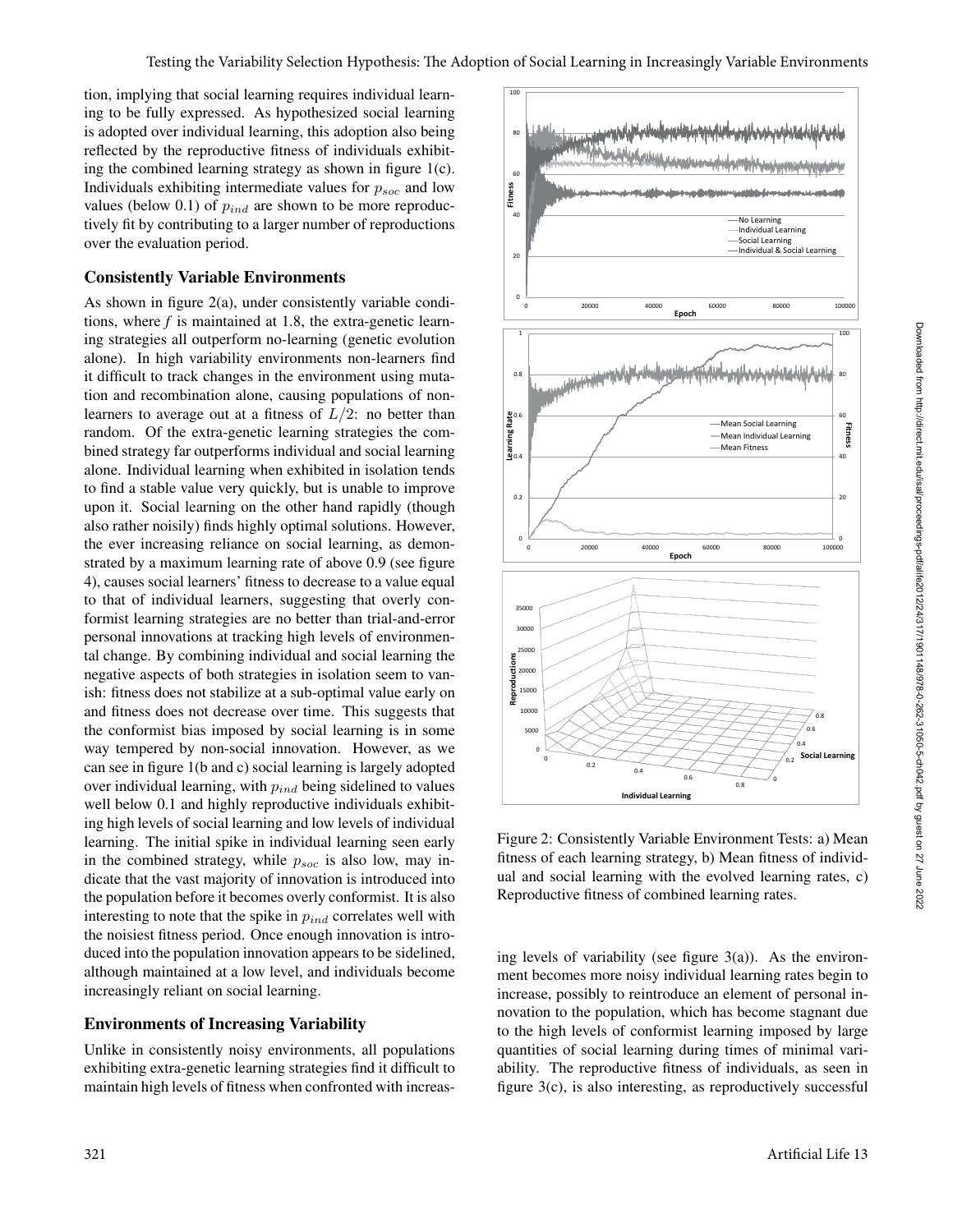tion, implying that social learning requires individual learning to be fully expressed. As hypothesized social learning is adopted over individual learning, this adoption also being reflected by the reproductive fitness of individuals exhibiting the combined learning strategy as shown in figure 1(c). Individuals exhibiting intermediate values for $p_{soc}$ and low values (below 0.1) of $p_{ind}$ are shown to be more reproductively fit by contributing to a larger number of reproductions over the evaluation period.

### Consistently Variable Environments

As shown in figure 2(a), under consistently variable conditions, where $f$ is maintained at 1.8, the extra-genetic learning strategies all outperform no-learning (genetic evolution alone). In high variability environments non-learners find it difficult to track changes in the environment using mutation and recombination alone, causing populations of non-learners to average out at a fitness of $L/2$: no better than random. Of the extra-genetic learning strategies the combined strategy far outperforms individual and social learning alone. Individual learning when exhibited in isolation tends to find a stable value very quickly, but is unable to improve upon it. Social learning on the other hand rapidly (though also rather noisily) finds highly optimal solutions. However, the ever increasing reliance on social learning, as demonstrated by a maximum learning rate of above 0.9 (see figure 4), causes social learners' fitness to decrease to a value equal to that of individual learners, suggesting that overly conformist learning strategies are no better than trial-and-error personal innovations at tracking high levels of environmental change. By combining individual and social learning the negative aspects of both strategies in isolation seem to vanish: fitness does not stabilize at a sub-optimal value early on and fitness does not decrease over time. This suggests that the conformist bias imposed by social learning is in some way tempered by non-social innovation. However, as we can see in figure 1(b and c) social learning is largely adopted over individual learning, with $p_{ind}$ being sidelined to values well below 0.1 and highly reproductive individuals exhibiting high levels of social learning and low levels of individual learning. The initial spike in individual learning seen early in the combined strategy, while $p_{soc}$ is also low, may indicate that the vast majority of innovation is introduced into the population before it becomes overly conformist. It is also interesting to note that the spike in $p_{ind}$ correlates well with the noisiest fitness period. Once enough innovation is introduced into the population innovation appears to be sidelined, although maintained at a low level, and individuals become increasingly reliant on social learning.

### Environments of Increasing Variability

Unlike in consistently noisy environments, all populations exhibiting extra-genetic learning strategies find it difficult to maintain high levels of fitness when confronted with increasing levels of variability (see figure 3(a)). As the environment becomes more noisy individual learning rates begin to increase, possibly to reintroduce an element of personal innovation to the population, which has become stagnant due to the high levels of conformist learning imposed by large quantities of social learning during times of minimal variability. The reproductive fitness of individuals, as seen in figure 3(c), is also interesting, as reproductively successful

Figure 2: Consistently Variable Environment Tests: a) Mean fitness of each learning strategy, b) Mean fitness of individual and social learning with the evolved learning rates, c) Reproductive fitness of combined learning rates.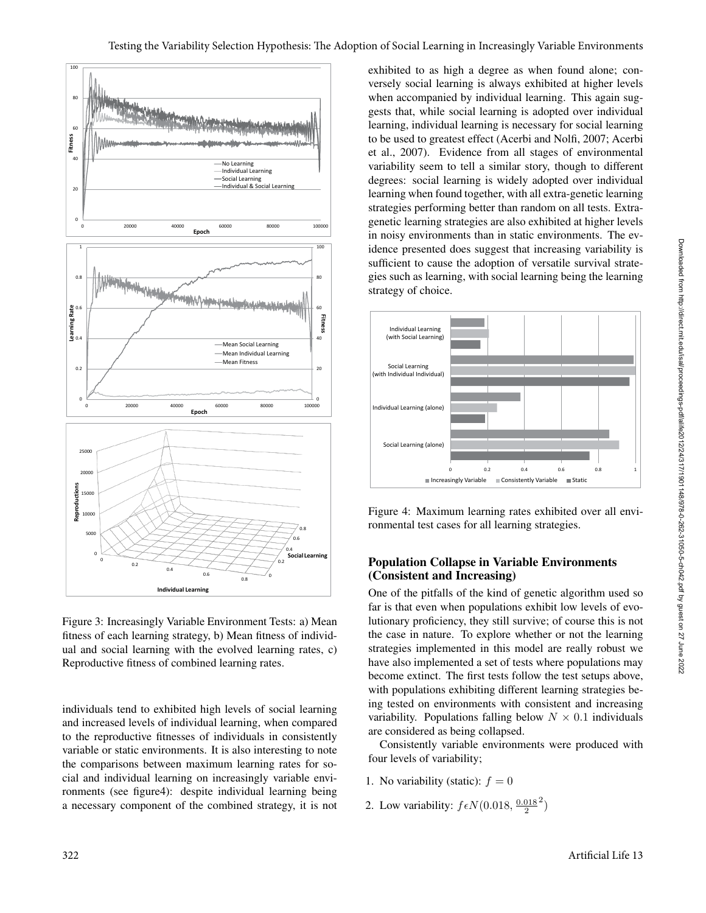Figure 3: Increasingly Variable Environment Tests: a) Mean fitness of each learning strategy, b) Mean fitness of individual and social learning with the evolved learning rates, c) Reproductive fitness of combined learning rates.

individuals tend to exhibited high levels of social learning and increased levels of individual learning, when compared to the reproductive fitnesses of individuals in consistently variable or static environments. It is also interesting to note the comparisons between maximum learning rates for social and individual learning on increasingly variable environments (see figure4): despite individual learning being a necessary component of the combined strategy, it is not exhibited to as high a degree as when found alone; conversely social learning is always exhibited at higher levels when accompanied by individual learning. This again suggests that, while social learning is adopted over individual learning, individual learning is necessary for social learning to be used to greatest effect (Acerbi and Nolfi, 2007; Acerbi et al., 2007). Evidence from all stages of environmental variability seem to tell a similar story, though to different degrees: social learning is widely adopted over individual learning when found together, with all extra-genetic learning strategies performing better than random on all tests. Extra-genetic learning strategies are also exhibited at higher levels in noisy environments than in static environments. The evidence presented does suggest that increasing variability is sufficient to cause the adoption of versatile survival strategies such as learning, with social learning being the learning strategy of choice.

Figure 4: Maximum learning rates exhibited over all environmental test cases for all learning strategies.

## Population Collapse in Variable Environments (Consistent and Increasing)

One of the pitfalls of the kind of genetic algorithm used so far is that even when populations exhibit low levels of evolutionary proficiency, they still survive; of course this is not the case in nature. To explore whether or not the learning strategies implemented in this model are really robust we have also implemented a set of tests where populations may become extinct. The first tests follow the test setups above, with populations exhibiting different learning strategies being tested on environments with consistent and increasing variability. Populations falling below $N \times 0.1$ individuals are considered as being collapsed.

Consistently variable environments were produced with four levels of variability;

1. No variability (static): $f = 0$
2. Low variability: $f \epsilon N(0.018, \frac{0.018}{2}^2)$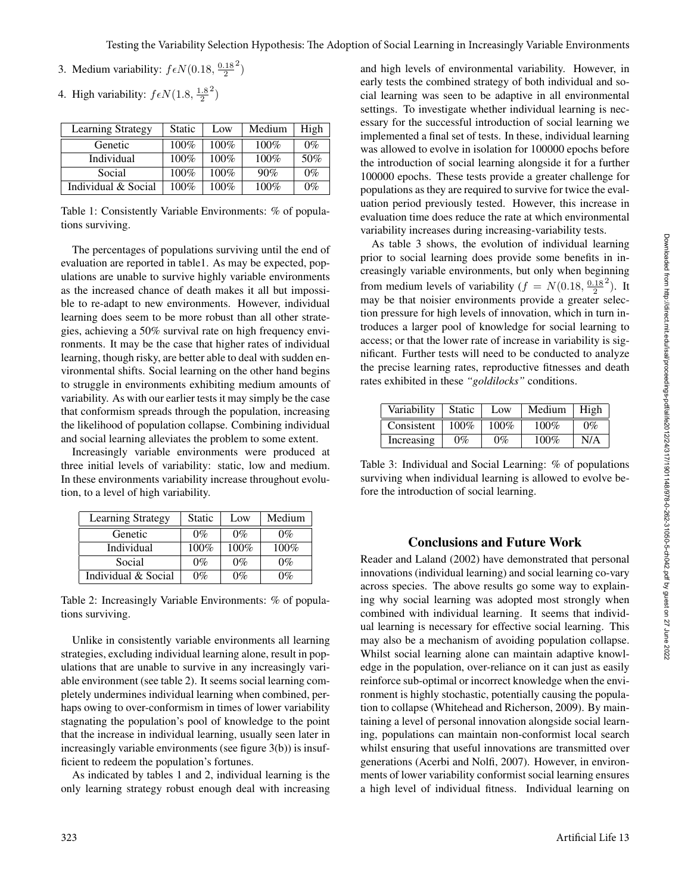3. Medium variability: $f \epsilon N(0.18, \frac{0.18}{2}^2)$
4. High variability: $f \epsilon N(1.8, \frac{1.8}{2}^2)$

| Learning Strategy | Static | Low | Medium | High |
|---|---|---|---|---|
| Genetic | 100% | 100% | 100% | 0% |
| Individual | 100% | 100% | 100% | 50% |
| Social | 100% | 100% | 90% | 0% |
| Individual & Social | 100% | 100% | 100% | 0% |

Table 1: Consistently Variable Environments: % of populations surviving.

The percentages of populations surviving until the end of evaluation are reported in table1. As may be expected, populations are unable to survive highly variable environments as the increased chance of death makes it all but impossible to re-adapt to new environments. However, individual learning does seem to be more robust than all other strategies, achieving a 50% survival rate on high frequency environments. It may be the case that higher rates of individual learning, though risky, are better able to deal with sudden environmental shifts. Social learning on the other hand begins to struggle in environments exhibiting medium amounts of variability. As with our earlier tests it may simply be the case that conformism spreads through the population, increasing the likelihood of population collapse. Combining individual and social learning alleviates the problem to some extent.

Increasingly variable environments were produced at three initial levels of variability: static, low and medium. In these environments variability increase throughout evolution, to a level of high variability.

| Learning Strategy | Static | Low | Medium |
|---|---|---|---|
| Genetic | 0% | 0% | 0% |
| Individual | 100% | 100% | 100% |
| Social | 0% | 0% | 0% |
| Individual & Social | 0% | 0% | 0% |

Table 2: Increasingly Variable Environments: % of populations surviving.

Unlike in consistently variable environments all learning strategies, excluding individual learning alone, result in populations that are unable to survive in any increasingly variable environment (see table 2). It seems social learning completely undermines individual learning when combined, perhaps owing to over-conformism in times of lower variability stagnating the population's pool of knowledge to the point that the increase in individual learning, usually seen later in increasingly variable environments (see figure 3(b)) is insufficient to redeem the population's fortunes.

As indicated by tables 1 and 2, individual learning is the only learning strategy robust enough deal with increasing and high levels of environmental variability. However, in early tests the combined strategy of both individual and social learning was seen to be adaptive in all environmental settings. To investigate whether individual learning is necessary for the successful introduction of social learning we implemented a final set of tests. In these, individual learning was allowed to evolve in isolation for 100000 epochs before the introduction of social learning alongside it for a further 100000 epochs. These tests provide a greater challenge for populations as they are required to survive for twice the evaluation period previously tested. However, this increase in evaluation time does reduce the rate at which environmental variability increases during increasing-variability tests.

As table 3 shows, the evolution of individual learning prior to social learning does provide some benefits in increasingly variable environments, but only when beginning from medium levels of variability ($f = N(0.18, \frac{0.18}{2}^2)$). It may be that noisier environments provide a greater selection pressure for high levels of innovation, which in turn introduces a larger pool of knowledge for social learning to access; or that the lower rate of increase in variability is significant. Further tests will need to be conducted to analyze the precise learning rates, reproductive fitnesses and death rates exhibited in these *"goldilocks"* conditions.

| Variability | Static | Low | Medium | High |
|---|---|---|---|---|
| Consistent | 100% | 100% | 100% | 0% |
| Increasing | 0% | 0% | 100% | N/A |

Table 3: Individual and Social Learning: % of populations surviving when individual learning is allowed to evolve before the introduction of social learning.

## Conclusions and Future Work

Reader and Laland (2002) have demonstrated that personal innovations (individual learning) and social learning co-vary across species. The above results go some way to explaining why social learning was adopted most strongly when combined with individual learning. It seems that individual learning is necessary for effective social learning. This may also be a mechanism of avoiding population collapse. Whilst social learning alone can maintain adaptive knowledge in the population, over-reliance on it can just as easily reinforce sub-optimal or incorrect knowledge when the environment is highly stochastic, potentially causing the population to collapse (Whitehead and Richerson, 2009). By maintaining a level of personal innovation alongside social learning, populations can maintain non-conformist local search whilst ensuring that useful innovations are transmitted over generations (Acerbi and Nolfi, 2007). However, in environments of lower variability conformist social learning ensures a high level of individual fitness. Individual learning on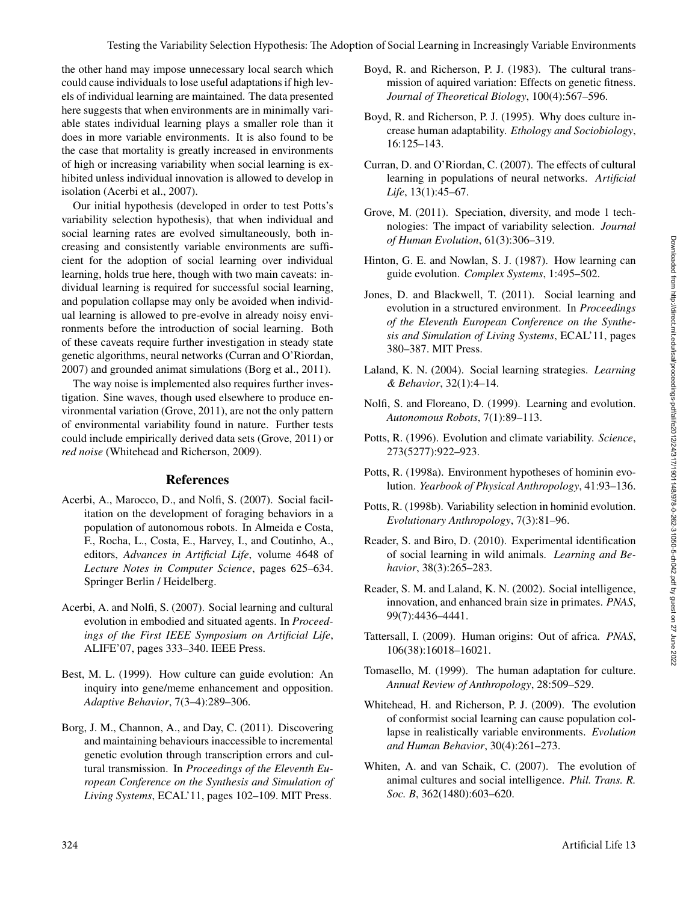the other hand may impose unnecessary local search which could cause individuals to lose useful adaptations if high levels of individual learning are maintained. The data presented here suggests that when environments are in minimally variable states individual learning plays a smaller role than it does in more variable environments. It is also found to be the case that mortality is greatly increased in environments of high or increasing variability when social learning is exhibited unless individual innovation is allowed to develop in isolation (Acerbi et al., 2007).

Our initial hypothesis (developed in order to test Potts's variability selection hypothesis), that when individual and social learning rates are evolved simultaneously, both increasing and consistently variable environments are sufficient for the adoption of social learning over individual learning, holds true here, though with two main caveats: individual learning is required for successful social learning, and population collapse may only be avoided when individual learning is allowed to pre-evolve in already noisy environments before the introduction of social learning. Both of these caveats require further investigation in steady state genetic algorithms, neural networks (Curran and O'Riordan, 2007) and grounded animat simulations (Borg et al., 2011).

The way noise is implemented also requires further investigation. Sine waves, though used elsewhere to produce environmental variation (Grove, 2011), are not the only pattern of environmental variability found in nature. Further tests could include empirically derived data sets (Grove, 2011) or *red noise* (Whitehead and Richerson, 2009).

## References

Acerbi, A., Marocco, D., and Nolfi, S. (2007). Social facilitation on the development of foraging behaviors in a population of autonomous robots. In Almeida e Costa, F., Rocha, L., Costa, E., Harvey, I., and Coutinho, A., editors, *Advances in Artificial Life*, volume 4648 of *Lecture Notes in Computer Science*, pages 625–634. Springer Berlin / Heidelberg.

Acerbi, A. and Nolfi, S. (2007). Social learning and cultural evolution in embodied and situated agents. In *Proceedings of the First IEEE Symposium on Artificial Life*, ALIFE'07, pages 333–340. IEEE Press.

Best, M. L. (1999). How culture can guide evolution: An inquiry into gene/meme enhancement and opposition. *Adaptive Behavior*, 7(3–4):289–306.

Borg, J. M., Channon, A., and Day, C. (2011). Discovering and maintaining behaviours inaccessible to incremental genetic evolution through transcription errors and cultural transmission. In *Proceedings of the Eleventh European Conference on the Synthesis and Simulation of Living Systems*, ECAL'11, pages 102–109. MIT Press.

Boyd, R. and Richerson, P. J. (1983). The cultural transmission of aquired variation: Effects on genetic fitness. *Journal of Theoretical Biology*, 100(4):567–596.

Boyd, R. and Richerson, P. J. (1995). Why does culture increase human adaptability. *Ethology and Sociobiology*, 16:125–143.

Curran, D. and O'Riordan, C. (2007). The effects of cultural learning in populations of neural networks. *Artificial Life*, 13(1):45–67.

Grove, M. (2011). Speciation, diversity, and mode 1 technologies: The impact of variability selection. *Journal of Human Evolution*, 61(3):306–319.

Hinton, G. E. and Nowlan, S. J. (1987). How learning can guide evolution. *Complex Systems*, 1:495–502.

Jones, D. and Blackwell, T. (2011). Social learning and evolution in a structured environment. In *Proceedings of the Eleventh European Conference on the Synthesis and Simulation of Living Systems*, ECAL'11, pages 380–387. MIT Press.

Laland, K. N. (2004). Social learning strategies. *Learning & Behavior*, 32(1):4–14.

Nolfi, S. and Floreano, D. (1999). Learning and evolution. *Autonomous Robots*, 7(1):89–113.

Potts, R. (1996). Evolution and climate variability. *Science*, 273(5277):922–923.

Potts, R. (1998a). Environment hypotheses of hominin evolution. *Yearbook of Physical Anthropology*, 41:93–136.

Potts, R. (1998b). Variability selection in hominid evolution. *Evolutionary Anthropology*, 7(3):81–96.

Reader, S. and Biro, D. (2010). Experimental identification of social learning in wild animals. *Learning and Behavior*, 38(3):265–283.

Reader, S. M. and Laland, K. N. (2002). Social intelligence, innovation, and enhanced brain size in primates. *PNAS*, 99(7):4436–4441.

Tattersall, I. (2009). Human origins: Out of africa. *PNAS*, 106(38):16018–16021.

Tomasello, M. (1999). The human adaptation for culture. *Annual Review of Anthropology*, 28:509–529.

Whitehead, H. and Richerson, P. J. (2009). The evolution of conformist social learning can cause population collapse in realistically variable environments. *Evolution and Human Behavior*, 30(4):261–273.

Whiten, A. and van Schaik, C. (2007). The evolution of animal cultures and social intelligence. *Phil. Trans. R. Soc. B*, 362(1480):603–620.